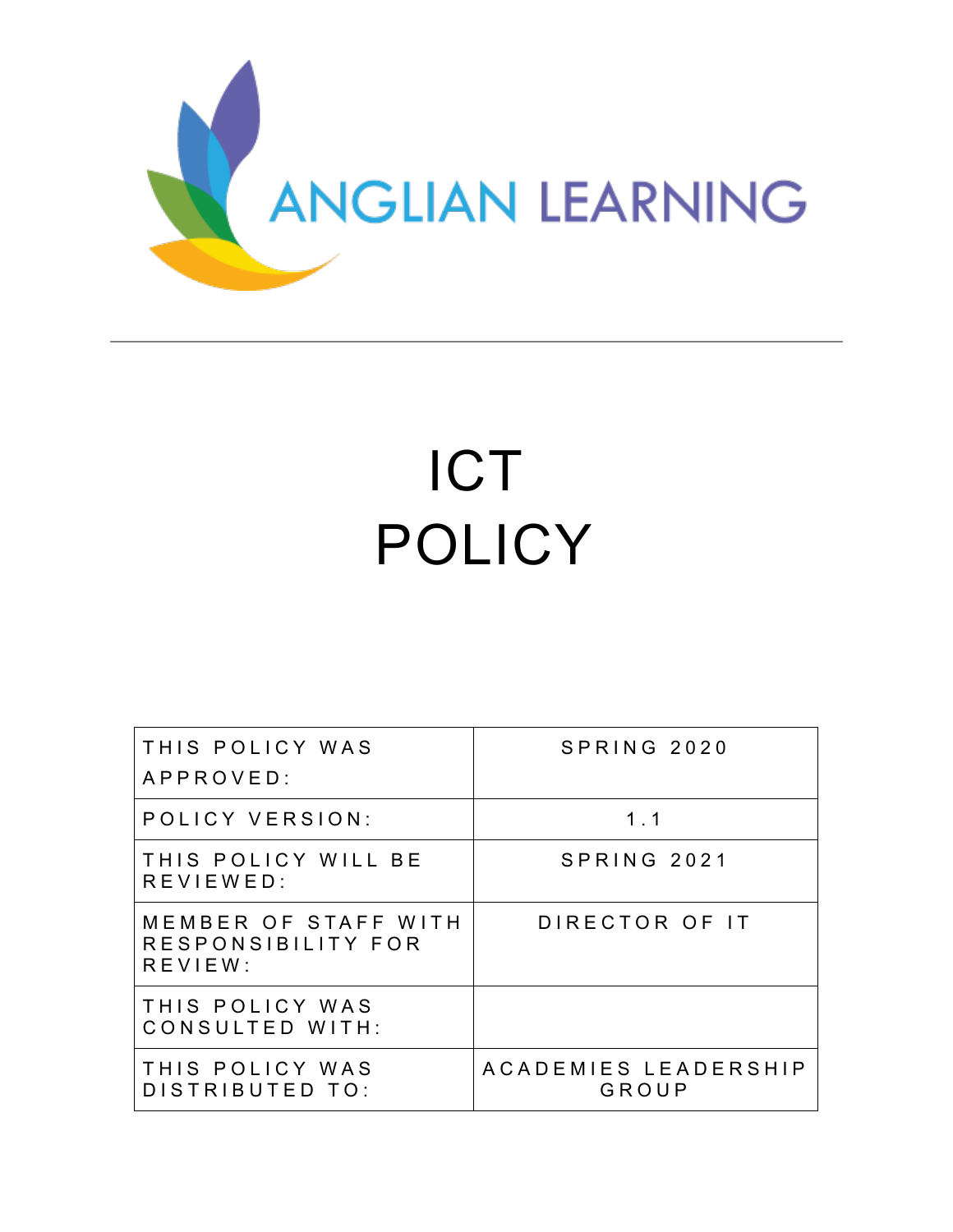ANGLIAN LEARNING

# ICT POLICY

| | |
|---|---|
| THIS POLICY WAS APPROVED: | SPRING 2020 |
| POLICY VERSION: | 1.1 |
| THIS POLICY WILL BE REVIEWED: | SPRING 2021 |
| MEMBER OF STAFF WITH RESPONSIBILITY FOR REVIEW: | DIRECTOR OF IT |
| THIS POLICY WAS CONSULTED WITH: | |
| THIS POLICY WAS DISTRIBUTED TO: | ACADEMIES LEADERSHIP GROUP |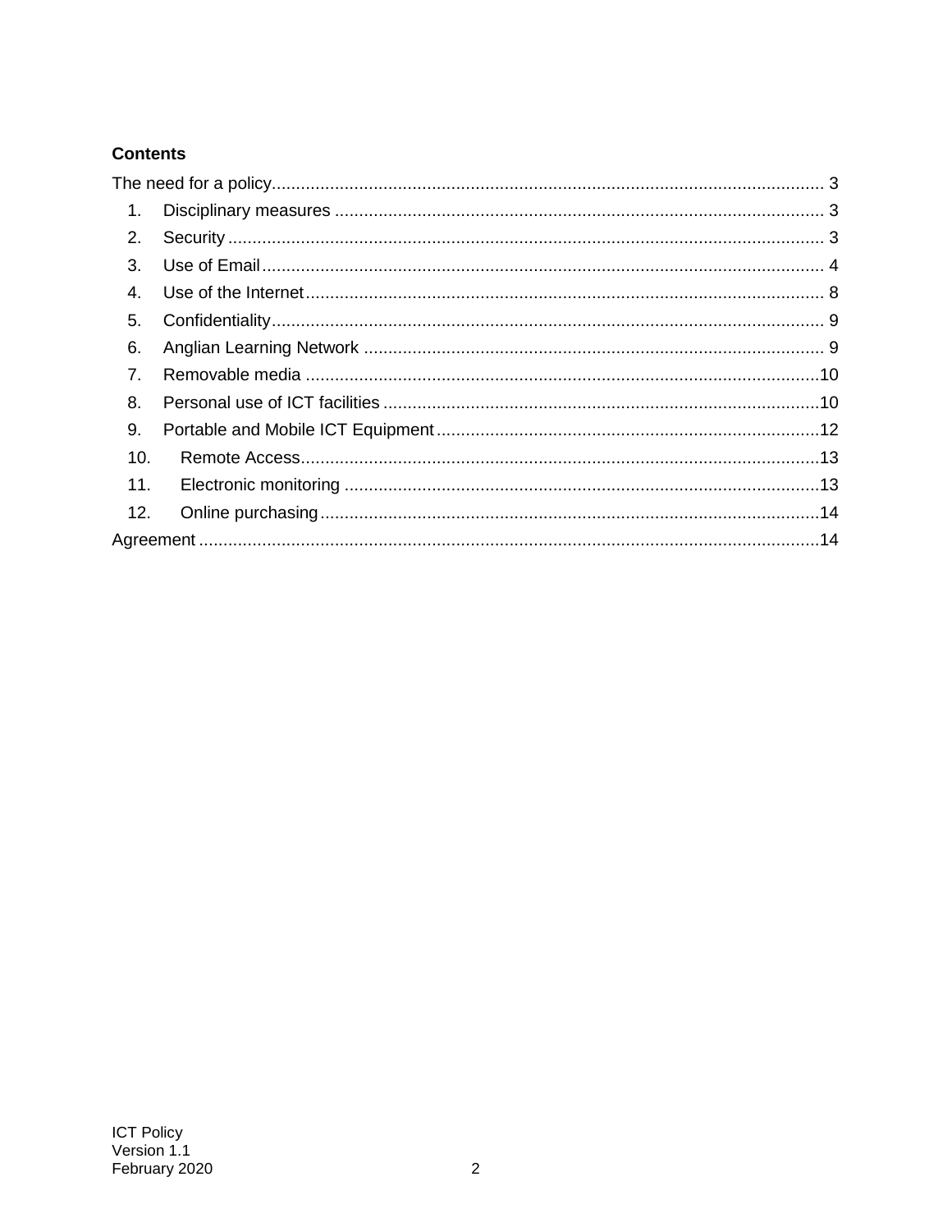**Contents**

The need for a policy ..... 3

1. Disciplinary measures ..... 3
2. Security ..... 3
3. Use of Email ..... 4
4. Use of the Internet ..... 8
5. Confidentiality ..... 9
6. Anglian Learning Network ..... 9
7. Removable media ..... 10
8. Personal use of ICT facilities ..... 10
9. Portable and Mobile ICT Equipment ..... 12
10. Remote Access ..... 13
11. Electronic monitoring ..... 13
12. Online purchasing ..... 14

Agreement ..... 14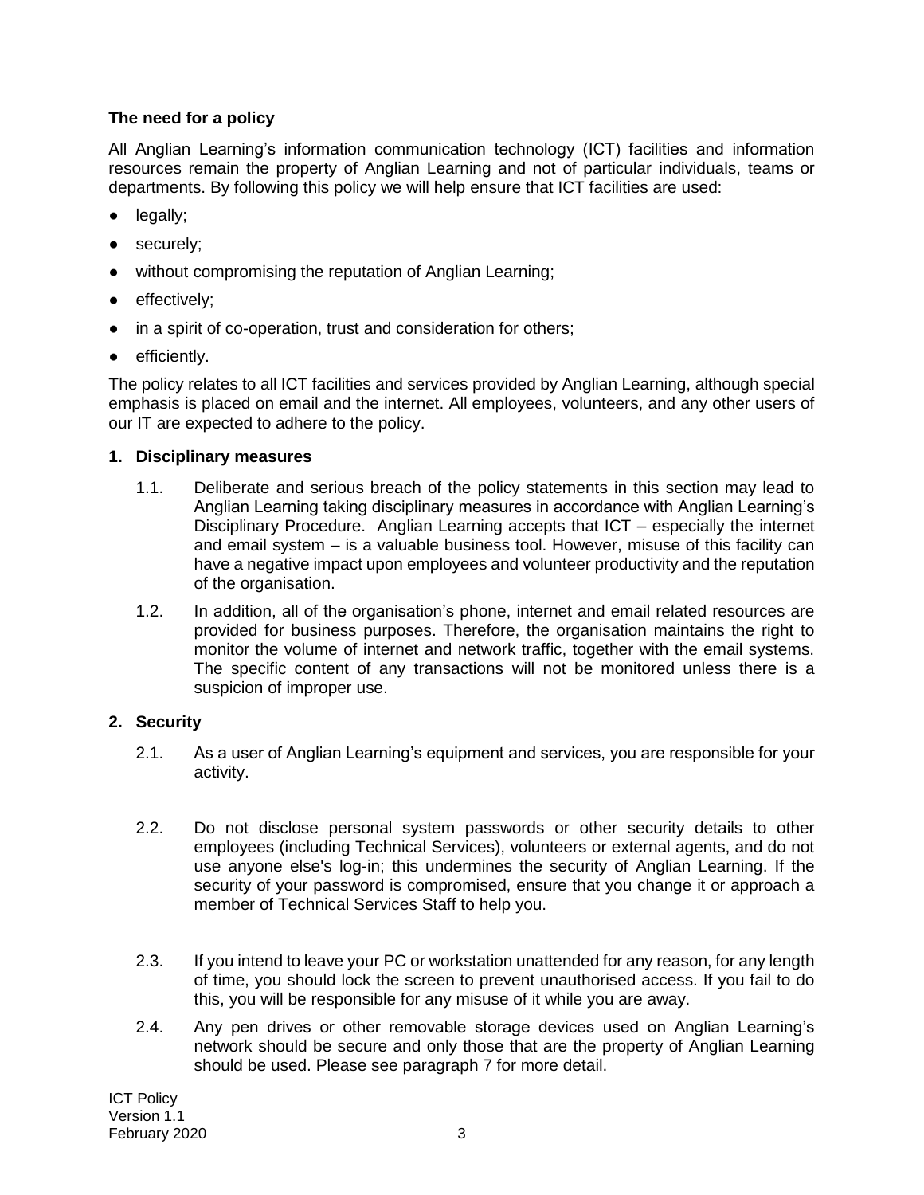**The need for a policy**

All Anglian Learning's information communication technology (ICT) facilities and information resources remain the property of Anglian Learning and not of particular individuals, teams or departments. By following this policy we will help ensure that ICT facilities are used:

- legally;
- securely;
- without compromising the reputation of Anglian Learning;
- effectively;
- in a spirit of co-operation, trust and consideration for others;
- efficiently.

The policy relates to all ICT facilities and services provided by Anglian Learning, although special emphasis is placed on email and the internet. All employees, volunteers, and any other users of our IT are expected to adhere to the policy.

**1. Disciplinary measures**

1.1. Deliberate and serious breach of the policy statements in this section may lead to Anglian Learning taking disciplinary measures in accordance with Anglian Learning's Disciplinary Procedure. Anglian Learning accepts that ICT – especially the internet and email system – is a valuable business tool. However, misuse of this facility can have a negative impact upon employees and volunteer productivity and the reputation of the organisation.

1.2. In addition, all of the organisation's phone, internet and email related resources are provided for business purposes. Therefore, the organisation maintains the right to monitor the volume of internet and network traffic, together with the email systems. The specific content of any transactions will not be monitored unless there is a suspicion of improper use.

**2. Security**

2.1. As a user of Anglian Learning's equipment and services, you are responsible for your activity.

2.2. Do not disclose personal system passwords or other security details to other employees (including Technical Services), volunteers or external agents, and do not use anyone else's log-in; this undermines the security of Anglian Learning. If the security of your password is compromised, ensure that you change it or approach a member of Technical Services Staff to help you.

2.3. If you intend to leave your PC or workstation unattended for any reason, for any length of time, you should lock the screen to prevent unauthorised access. If you fail to do this, you will be responsible for any misuse of it while you are away.

2.4. Any pen drives or other removable storage devices used on Anglian Learning's network should be secure and only those that are the property of Anglian Learning should be used. Please see paragraph 7 for more detail.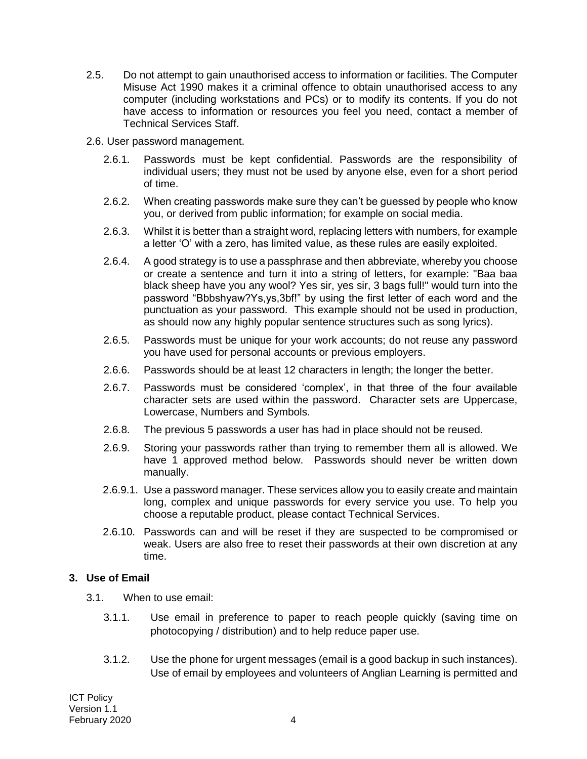2.5. Do not attempt to gain unauthorised access to information or facilities. The Computer Misuse Act 1990 makes it a criminal offence to obtain unauthorised access to any computer (including workstations and PCs) or to modify its contents. If you do not have access to information or resources you feel you need, contact a member of Technical Services Staff.

2.6. User password management.

2.6.1. Passwords must be kept confidential. Passwords are the responsibility of individual users; they must not be used by anyone else, even for a short period of time.

2.6.2. When creating passwords make sure they can't be guessed by people who know you, or derived from public information; for example on social media.

2.6.3. Whilst it is better than a straight word, replacing letters with numbers, for example a letter 'O' with a zero, has limited value, as these rules are easily exploited.

2.6.4. A good strategy is to use a passphrase and then abbreviate, whereby you choose or create a sentence and turn it into a string of letters, for example: "Baa baa black sheep have you any wool? Yes sir, yes sir, 3 bags full!" would turn into the password "Bbbshyaw?Ys,ys,3bf!" by using the first letter of each word and the punctuation as your password. This example should not be used in production, as should now any highly popular sentence structures such as song lyrics).

2.6.5. Passwords must be unique for your work accounts; do not reuse any password you have used for personal accounts or previous employers.

2.6.6. Passwords should be at least 12 characters in length; the longer the better.

2.6.7. Passwords must be considered 'complex', in that three of the four available character sets are used within the password. Character sets are Uppercase, Lowercase, Numbers and Symbols.

2.6.8. The previous 5 passwords a user has had in place should not be reused.

2.6.9. Storing your passwords rather than trying to remember them all is allowed. We have 1 approved method below. Passwords should never be written down manually.

2.6.9.1. Use a password manager. These services allow you to easily create and maintain long, complex and unique passwords for every service you use. To help you choose a reputable product, please contact Technical Services.

2.6.10. Passwords can and will be reset if they are suspected to be compromised or weak. Users are also free to reset their passwords at their own discretion at any time.

## 3. Use of Email

3.1. When to use email:

3.1.1. Use email in preference to paper to reach people quickly (saving time on photocopying / distribution) and to help reduce paper use.

3.1.2. Use the phone for urgent messages (email is a good backup in such instances). Use of email by employees and volunteers of Anglian Learning is permitted and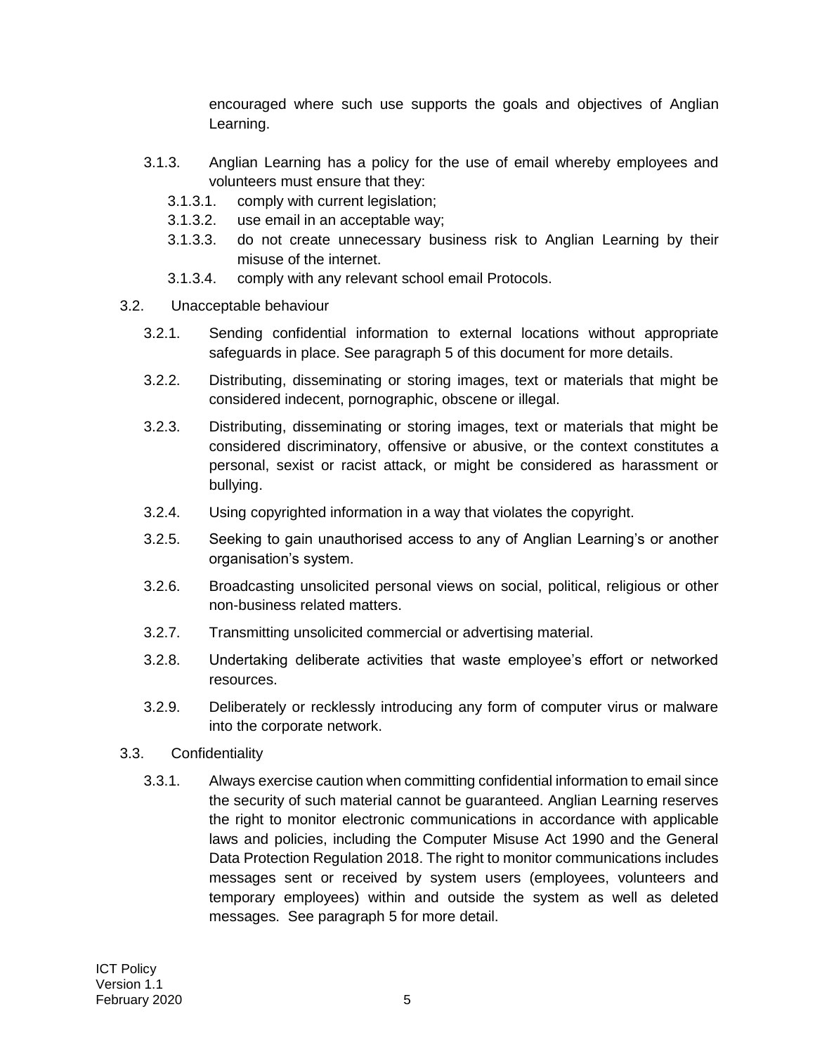encouraged where such use supports the goals and objectives of Anglian Learning.

3.1.3. Anglian Learning has a policy for the use of email whereby employees and volunteers must ensure that they:

- 3.1.3.1. comply with current legislation;
- 3.1.3.2. use email in an acceptable way;
- 3.1.3.3. do not create unnecessary business risk to Anglian Learning by their misuse of the internet.
- 3.1.3.4. comply with any relevant school email Protocols.

3.2. Unacceptable behaviour

3.2.1. Sending confidential information to external locations without appropriate safeguards in place. See paragraph 5 of this document for more details.

3.2.2. Distributing, disseminating or storing images, text or materials that might be considered indecent, pornographic, obscene or illegal.

3.2.3. Distributing, disseminating or storing images, text or materials that might be considered discriminatory, offensive or abusive, or the context constitutes a personal, sexist or racist attack, or might be considered as harassment or bullying.

3.2.4. Using copyrighted information in a way that violates the copyright.

3.2.5. Seeking to gain unauthorised access to any of Anglian Learning's or another organisation's system.

3.2.6. Broadcasting unsolicited personal views on social, political, religious or other non-business related matters.

3.2.7. Transmitting unsolicited commercial or advertising material.

3.2.8. Undertaking deliberate activities that waste employee's effort or networked resources.

3.2.9. Deliberately or recklessly introducing any form of computer virus or malware into the corporate network.

3.3. Confidentiality

3.3.1. Always exercise caution when committing confidential information to email since the security of such material cannot be guaranteed. Anglian Learning reserves the right to monitor electronic communications in accordance with applicable laws and policies, including the Computer Misuse Act 1990 and the General Data Protection Regulation 2018. The right to monitor communications includes messages sent or received by system users (employees, volunteers and temporary employees) within and outside the system as well as deleted messages. See paragraph 5 for more detail.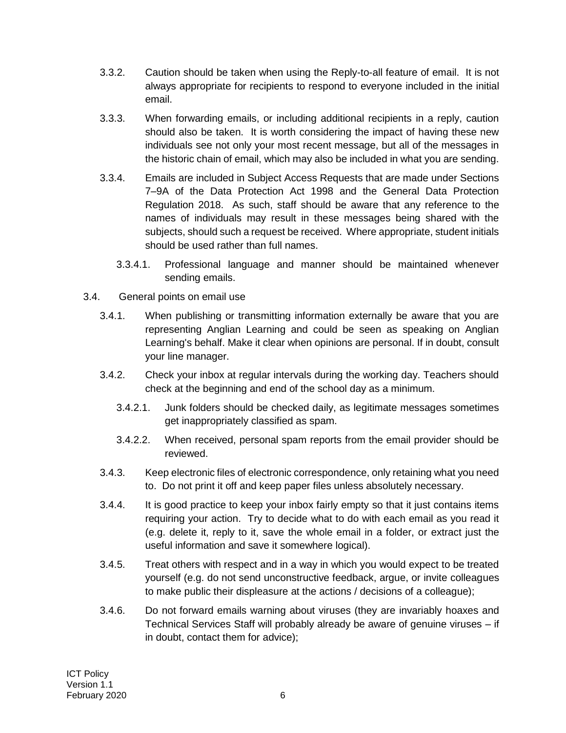3.3.2. Caution should be taken when using the Reply-to-all feature of email. It is not always appropriate for recipients to respond to everyone included in the initial email.

3.3.3. When forwarding emails, or including additional recipients in a reply, caution should also be taken. It is worth considering the impact of having these new individuals see not only your most recent message, but all of the messages in the historic chain of email, which may also be included in what you are sending.

3.3.4. Emails are included in Subject Access Requests that are made under Sections 7–9A of the Data Protection Act 1998 and the General Data Protection Regulation 2018. As such, staff should be aware that any reference to the names of individuals may result in these messages being shared with the subjects, should such a request be received. Where appropriate, student initials should be used rather than full names.

3.3.4.1. Professional language and manner should be maintained whenever sending emails.

3.4. General points on email use

3.4.1. When publishing or transmitting information externally be aware that you are representing Anglian Learning and could be seen as speaking on Anglian Learning's behalf. Make it clear when opinions are personal. If in doubt, consult your line manager.

3.4.2. Check your inbox at regular intervals during the working day. Teachers should check at the beginning and end of the school day as a minimum.

3.4.2.1. Junk folders should be checked daily, as legitimate messages sometimes get inappropriately classified as spam.

3.4.2.2. When received, personal spam reports from the email provider should be reviewed.

3.4.3. Keep electronic files of electronic correspondence, only retaining what you need to. Do not print it off and keep paper files unless absolutely necessary.

3.4.4. It is good practice to keep your inbox fairly empty so that it just contains items requiring your action. Try to decide what to do with each email as you read it (e.g. delete it, reply to it, save the whole email in a folder, or extract just the useful information and save it somewhere logical).

3.4.5. Treat others with respect and in a way in which you would expect to be treated yourself (e.g. do not send unconstructive feedback, argue, or invite colleagues to make public their displeasure at the actions / decisions of a colleague);

3.4.6. Do not forward emails warning about viruses (they are invariably hoaxes and Technical Services Staff will probably already be aware of genuine viruses – if in doubt, contact them for advice);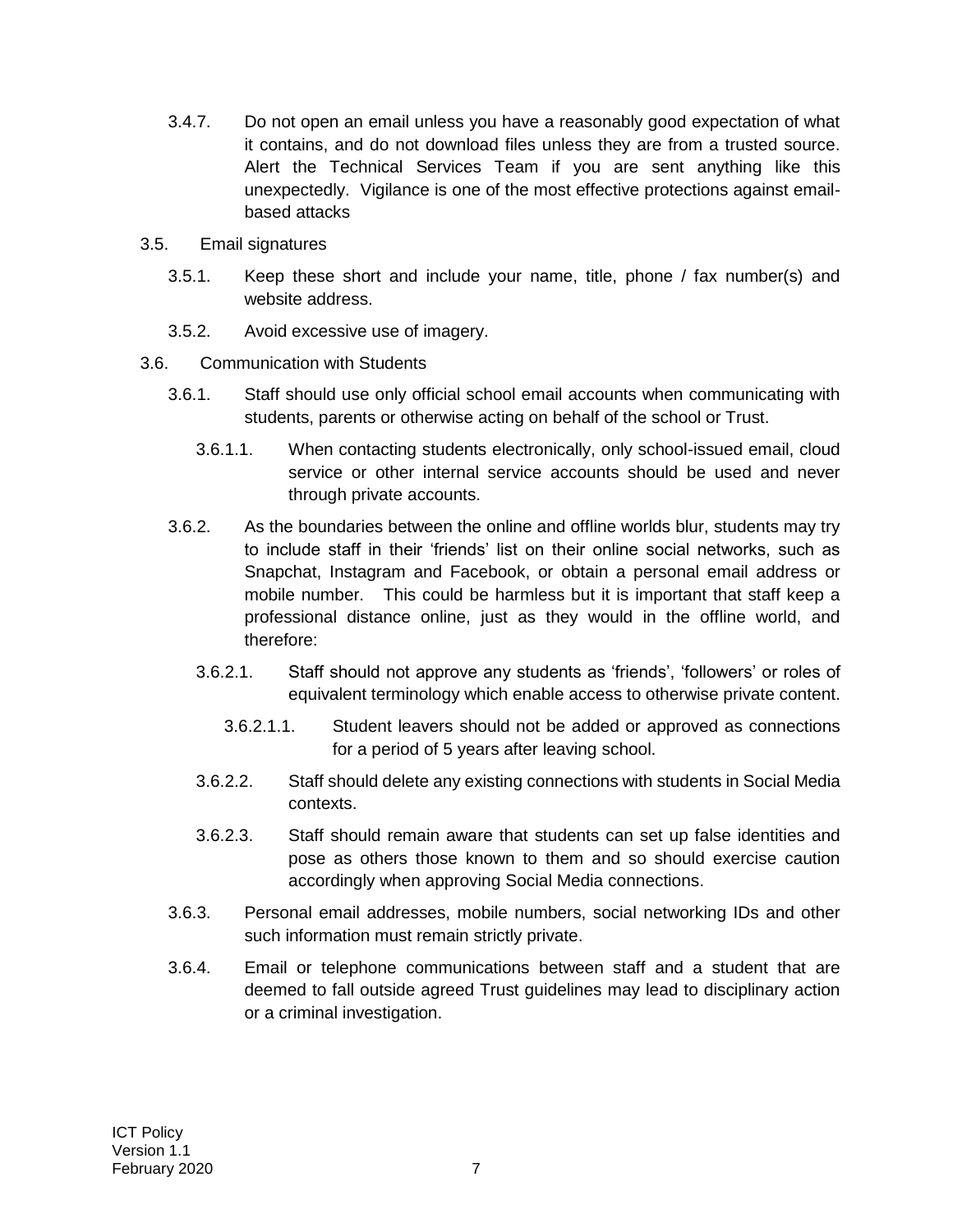3.4.7. Do not open an email unless you have a reasonably good expectation of what it contains, and do not download files unless they are from a trusted source. Alert the Technical Services Team if you are sent anything like this unexpectedly. Vigilance is one of the most effective protections against email-based attacks

3.5. Email signatures

3.5.1. Keep these short and include your name, title, phone / fax number(s) and website address.

3.5.2. Avoid excessive use of imagery.

3.6. Communication with Students

3.6.1. Staff should use only official school email accounts when communicating with students, parents or otherwise acting on behalf of the school or Trust.

3.6.1.1. When contacting students electronically, only school-issued email, cloud service or other internal service accounts should be used and never through private accounts.

3.6.2. As the boundaries between the online and offline worlds blur, students may try to include staff in their 'friends' list on their online social networks, such as Snapchat, Instagram and Facebook, or obtain a personal email address or mobile number. This could be harmless but it is important that staff keep a professional distance online, just as they would in the offline world, and therefore:

3.6.2.1. Staff should not approve any students as 'friends', 'followers' or roles of equivalent terminology which enable access to otherwise private content.

3.6.2.1.1. Student leavers should not be added or approved as connections for a period of 5 years after leaving school.

3.6.2.2. Staff should delete any existing connections with students in Social Media contexts.

3.6.2.3. Staff should remain aware that students can set up false identities and pose as others those known to them and so should exercise caution accordingly when approving Social Media connections.

3.6.3. Personal email addresses, mobile numbers, social networking IDs and other such information must remain strictly private.

3.6.4. Email or telephone communications between staff and a student that are deemed to fall outside agreed Trust guidelines may lead to disciplinary action or a criminal investigation.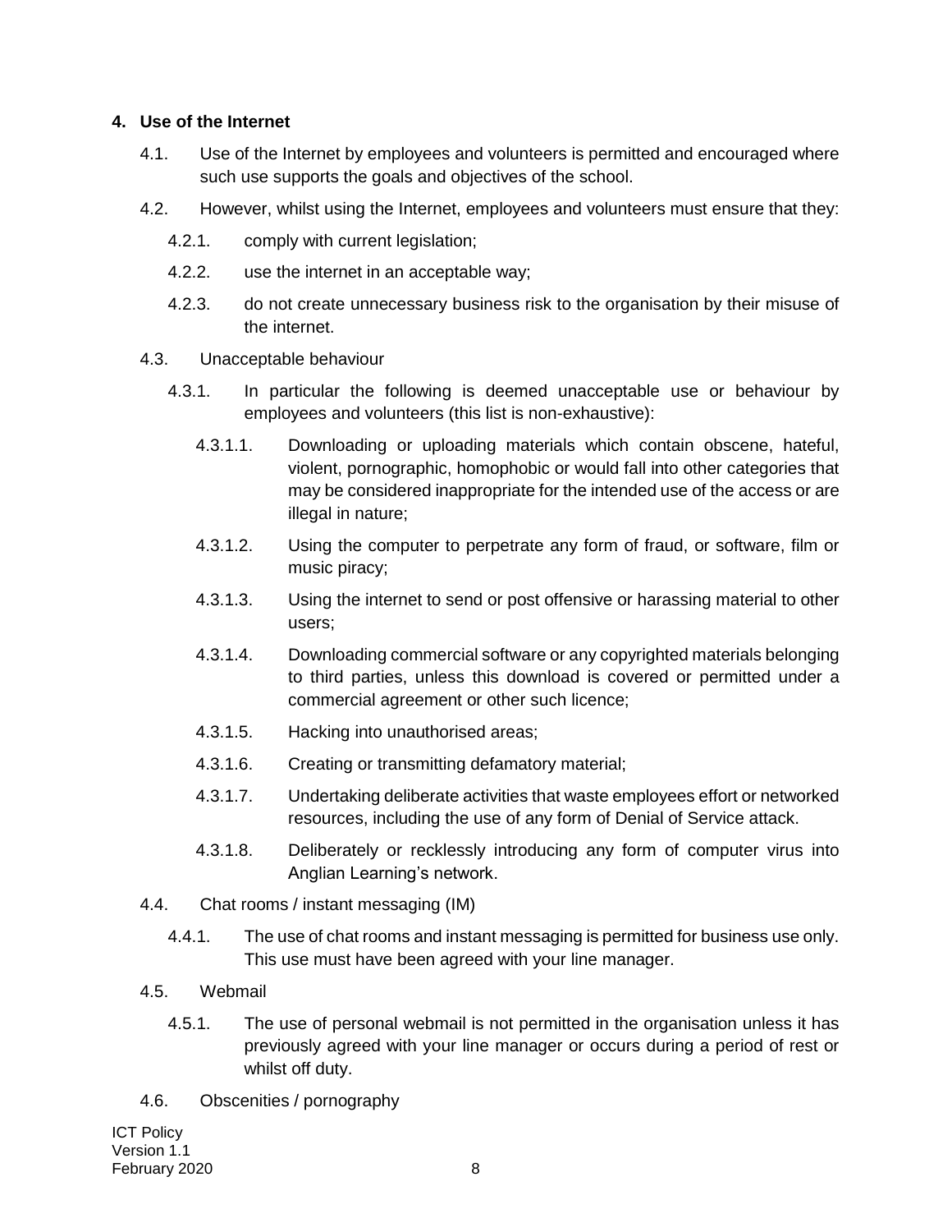## 4. Use of the Internet

4.1. Use of the Internet by employees and volunteers is permitted and encouraged where such use supports the goals and objectives of the school.

4.2. However, whilst using the Internet, employees and volunteers must ensure that they:

4.2.1. comply with current legislation;

4.2.2. use the internet in an acceptable way;

4.2.3. do not create unnecessary business risk to the organisation by their misuse of the internet.

4.3. Unacceptable behaviour

4.3.1. In particular the following is deemed unacceptable use or behaviour by employees and volunteers (this list is non-exhaustive):

4.3.1.1. Downloading or uploading materials which contain obscene, hateful, violent, pornographic, homophobic or would fall into other categories that may be considered inappropriate for the intended use of the access or are illegal in nature;

4.3.1.2. Using the computer to perpetrate any form of fraud, or software, film or music piracy;

4.3.1.3. Using the internet to send or post offensive or harassing material to other users;

4.3.1.4. Downloading commercial software or any copyrighted materials belonging to third parties, unless this download is covered or permitted under a commercial agreement or other such licence;

4.3.1.5. Hacking into unauthorised areas;

4.3.1.6. Creating or transmitting defamatory material;

4.3.1.7. Undertaking deliberate activities that waste employees effort or networked resources, including the use of any form of Denial of Service attack.

4.3.1.8. Deliberately or recklessly introducing any form of computer virus into Anglian Learning's network.

4.4. Chat rooms / instant messaging (IM)

4.4.1. The use of chat rooms and instant messaging is permitted for business use only. This use must have been agreed with your line manager.

4.5. Webmail

4.5.1. The use of personal webmail is not permitted in the organisation unless it has previously agreed with your line manager or occurs during a period of rest or whilst off duty.

4.6. Obscenities / pornography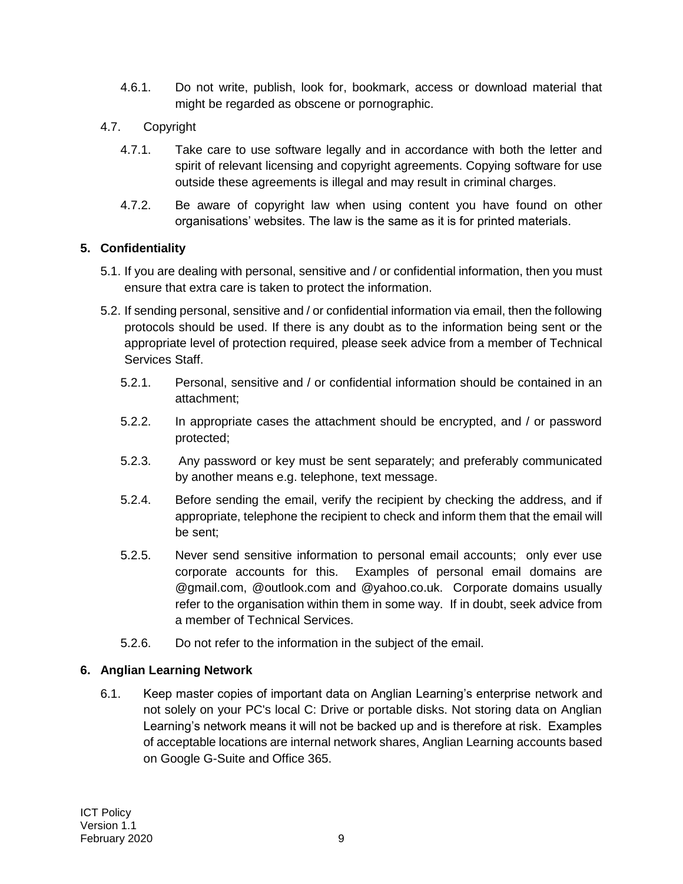4.6.1. Do not write, publish, look for, bookmark, access or download material that might be regarded as obscene or pornographic.

4.7. Copyright

4.7.1. Take care to use software legally and in accordance with both the letter and spirit of relevant licensing and copyright agreements. Copying software for use outside these agreements is illegal and may result in criminal charges.

4.7.2. Be aware of copyright law when using content you have found on other organisations' websites. The law is the same as it is for printed materials.

## 5. Confidentiality

5.1. If you are dealing with personal, sensitive and / or confidential information, then you must ensure that extra care is taken to protect the information.

5.2. If sending personal, sensitive and / or confidential information via email, then the following protocols should be used. If there is any doubt as to the information being sent or the appropriate level of protection required, please seek advice from a member of Technical Services Staff.

5.2.1. Personal, sensitive and / or confidential information should be contained in an attachment;

5.2.2. In appropriate cases the attachment should be encrypted, and / or password protected;

5.2.3. Any password or key must be sent separately; and preferably communicated by another means e.g. telephone, text message.

5.2.4. Before sending the email, verify the recipient by checking the address, and if appropriate, telephone the recipient to check and inform them that the email will be sent;

5.2.5. Never send sensitive information to personal email accounts; only ever use corporate accounts for this. Examples of personal email domains are @gmail.com, @outlook.com and @yahoo.co.uk. Corporate domains usually refer to the organisation within them in some way. If in doubt, seek advice from a member of Technical Services.

5.2.6. Do not refer to the information in the subject of the email.

## 6. Anglian Learning Network

6.1. Keep master copies of important data on Anglian Learning's enterprise network and not solely on your PC's local C: Drive or portable disks. Not storing data on Anglian Learning's network means it will not be backed up and is therefore at risk. Examples of acceptable locations are internal network shares, Anglian Learning accounts based on Google G-Suite and Office 365.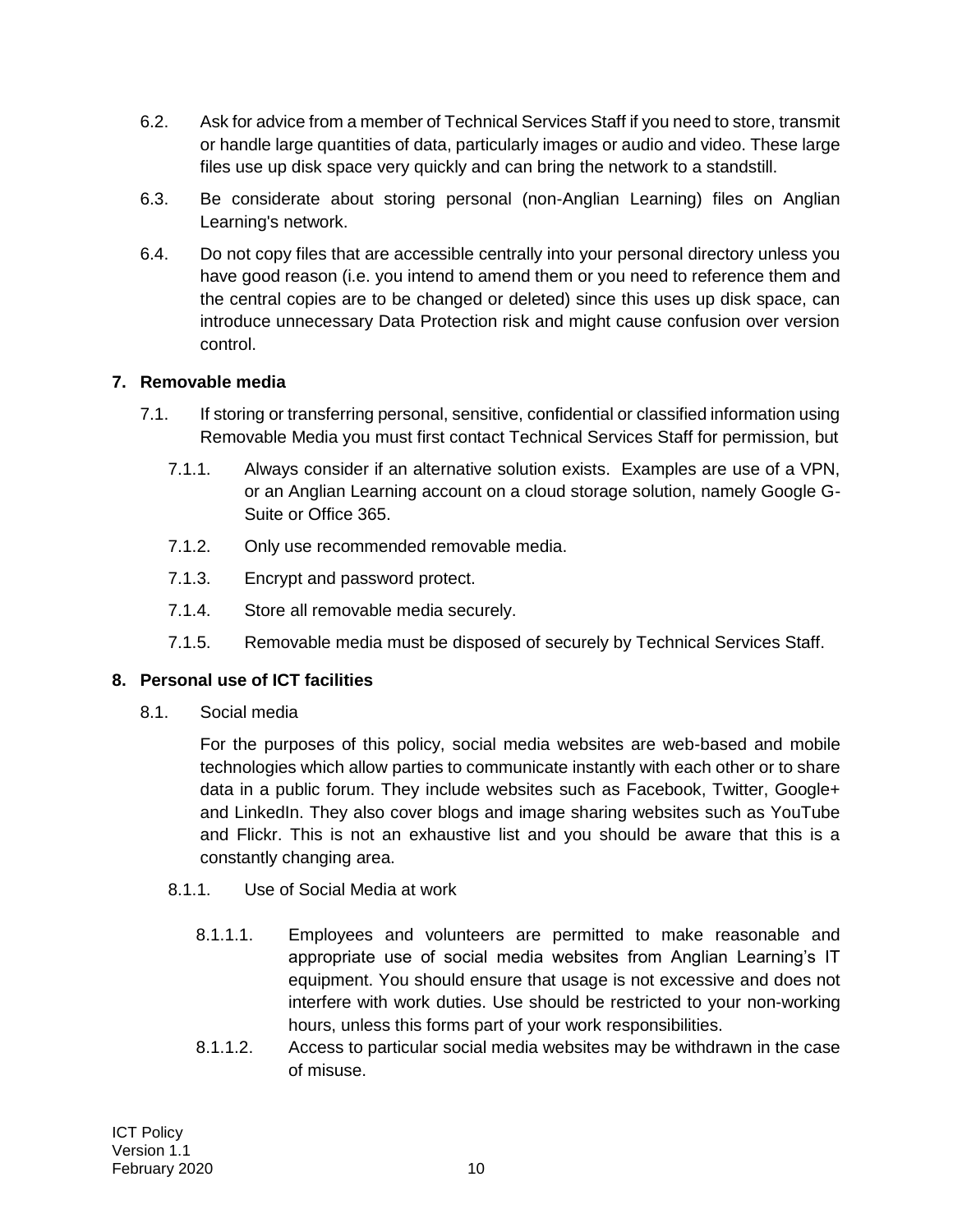6.2. Ask for advice from a member of Technical Services Staff if you need to store, transmit or handle large quantities of data, particularly images or audio and video. These large files use up disk space very quickly and can bring the network to a standstill.

6.3. Be considerate about storing personal (non-Anglian Learning) files on Anglian Learning's network.

6.4. Do not copy files that are accessible centrally into your personal directory unless you have good reason (i.e. you intend to amend them or you need to reference them and the central copies are to be changed or deleted) since this uses up disk space, can introduce unnecessary Data Protection risk and might cause confusion over version control.

## 7. Removable media

7.1. If storing or transferring personal, sensitive, confidential or classified information using Removable Media you must first contact Technical Services Staff for permission, but

7.1.1. Always consider if an alternative solution exists. Examples are use of a VPN, or an Anglian Learning account on a cloud storage solution, namely Google G-Suite or Office 365.

7.1.2. Only use recommended removable media.

7.1.3. Encrypt and password protect.

7.1.4. Store all removable media securely.

7.1.5. Removable media must be disposed of securely by Technical Services Staff.

## 8. Personal use of ICT facilities

8.1. Social media

For the purposes of this policy, social media websites are web-based and mobile technologies which allow parties to communicate instantly with each other or to share data in a public forum. They include websites such as Facebook, Twitter, Google+ and LinkedIn. They also cover blogs and image sharing websites such as YouTube and Flickr. This is not an exhaustive list and you should be aware that this is a constantly changing area.

8.1.1. Use of Social Media at work

8.1.1.1. Employees and volunteers are permitted to make reasonable and appropriate use of social media websites from Anglian Learning's IT equipment. You should ensure that usage is not excessive and does not interfere with work duties. Use should be restricted to your non-working hours, unless this forms part of your work responsibilities.

8.1.1.2. Access to particular social media websites may be withdrawn in the case of misuse.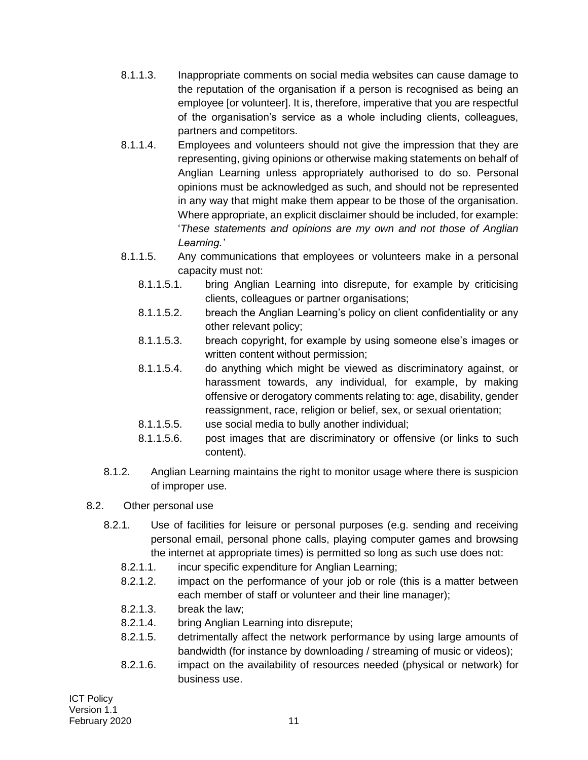8.1.1.3. Inappropriate comments on social media websites can cause damage to the reputation of the organisation if a person is recognised as being an employee [or volunteer]. It is, therefore, imperative that you are respectful of the organisation's service as a whole including clients, colleagues, partners and competitors.

8.1.1.4. Employees and volunteers should not give the impression that they are representing, giving opinions or otherwise making statements on behalf of Anglian Learning unless appropriately authorised to do so. Personal opinions must be acknowledged as such, and should not be represented in any way that might make them appear to be those of the organisation. Where appropriate, an explicit disclaimer should be included, for example: '*These statements and opinions are my own and not those of Anglian Learning.'*

8.1.1.5. Any communications that employees or volunteers make in a personal capacity must not:

- 8.1.1.5.1. bring Anglian Learning into disrepute, for example by criticising clients, colleagues or partner organisations;
- 8.1.1.5.2. breach the Anglian Learning's policy on client confidentiality or any other relevant policy;
- 8.1.1.5.3. breach copyright, for example by using someone else's images or written content without permission;
- 8.1.1.5.4. do anything which might be viewed as discriminatory against, or harassment towards, any individual, for example, by making offensive or derogatory comments relating to: age, disability, gender reassignment, race, religion or belief, sex, or sexual orientation;
- 8.1.1.5.5. use social media to bully another individual;
- 8.1.1.5.6. post images that are discriminatory or offensive (or links to such content).

8.1.2. Anglian Learning maintains the right to monitor usage where there is suspicion of improper use.

8.2. Other personal use

8.2.1. Use of facilities for leisure or personal purposes (e.g. sending and receiving personal email, personal phone calls, playing computer games and browsing the internet at appropriate times) is permitted so long as such use does not:

- 8.2.1.1. incur specific expenditure for Anglian Learning;
- 8.2.1.2. impact on the performance of your job or role (this is a matter between each member of staff or volunteer and their line manager);
- 8.2.1.3. break the law;
- 8.2.1.4. bring Anglian Learning into disrepute;
- 8.2.1.5. detrimentally affect the network performance by using large amounts of bandwidth (for instance by downloading / streaming of music or videos);
- 8.2.1.6. impact on the availability of resources needed (physical or network) for business use.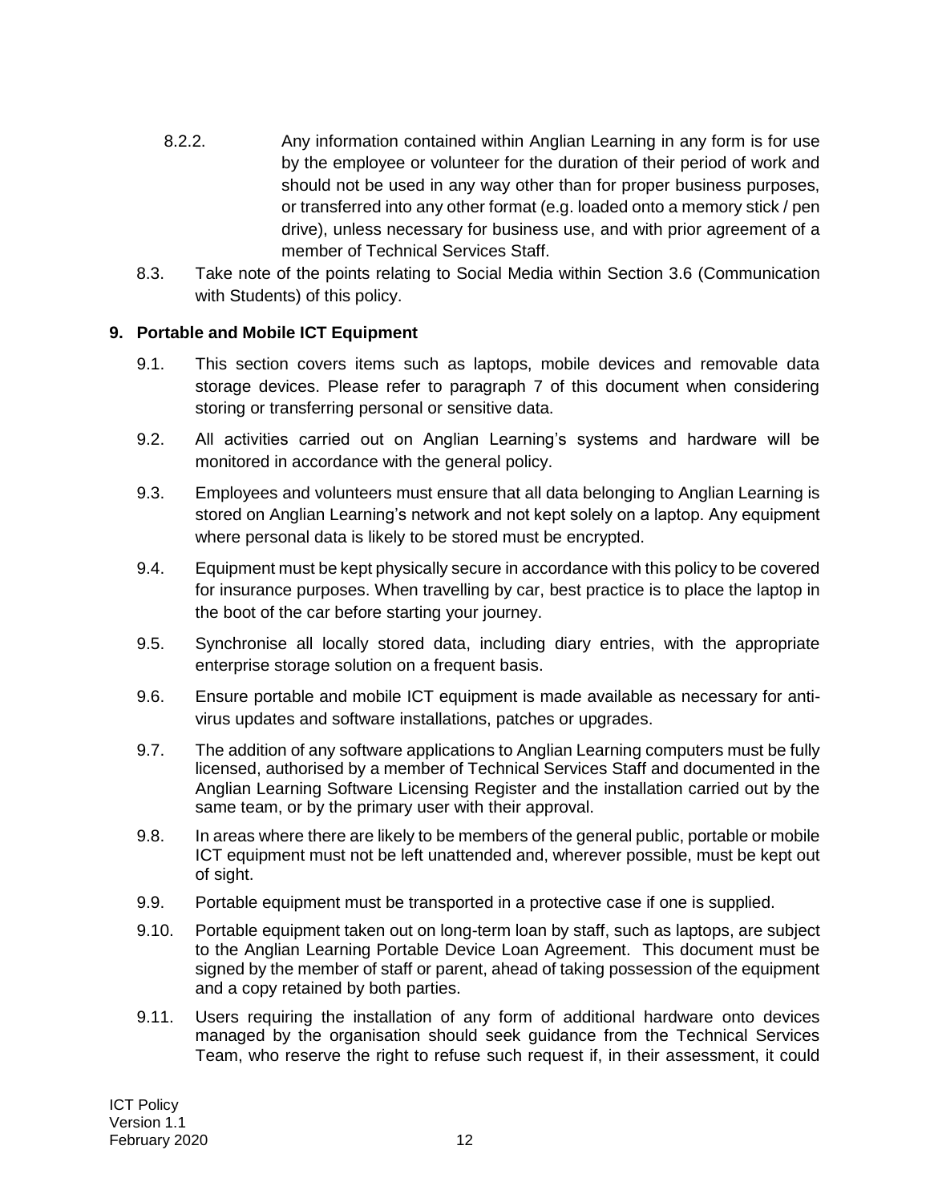8.2.2. Any information contained within Anglian Learning in any form is for use by the employee or volunteer for the duration of their period of work and should not be used in any way other than for proper business purposes, or transferred into any other format (e.g. loaded onto a memory stick / pen drive), unless necessary for business use, and with prior agreement of a member of Technical Services Staff.

8.3. Take note of the points relating to Social Media within Section 3.6 (Communication with Students) of this policy.

## 9. Portable and Mobile ICT Equipment

9.1. This section covers items such as laptops, mobile devices and removable data storage devices. Please refer to paragraph 7 of this document when considering storing or transferring personal or sensitive data.

9.2. All activities carried out on Anglian Learning's systems and hardware will be monitored in accordance with the general policy.

9.3. Employees and volunteers must ensure that all data belonging to Anglian Learning is stored on Anglian Learning's network and not kept solely on a laptop. Any equipment where personal data is likely to be stored must be encrypted.

9.4. Equipment must be kept physically secure in accordance with this policy to be covered for insurance purposes. When travelling by car, best practice is to place the laptop in the boot of the car before starting your journey.

9.5. Synchronise all locally stored data, including diary entries, with the appropriate enterprise storage solution on a frequent basis.

9.6. Ensure portable and mobile ICT equipment is made available as necessary for anti-virus updates and software installations, patches or upgrades.

9.7. The addition of any software applications to Anglian Learning computers must be fully licensed, authorised by a member of Technical Services Staff and documented in the Anglian Learning Software Licensing Register and the installation carried out by the same team, or by the primary user with their approval.

9.8. In areas where there are likely to be members of the general public, portable or mobile ICT equipment must not be left unattended and, wherever possible, must be kept out of sight.

9.9. Portable equipment must be transported in a protective case if one is supplied.

9.10. Portable equipment taken out on long-term loan by staff, such as laptops, are subject to the Anglian Learning Portable Device Loan Agreement. This document must be signed by the member of staff or parent, ahead of taking possession of the equipment and a copy retained by both parties.

9.11. Users requiring the installation of any form of additional hardware onto devices managed by the organisation should seek guidance from the Technical Services Team, who reserve the right to refuse such request if, in their assessment, it could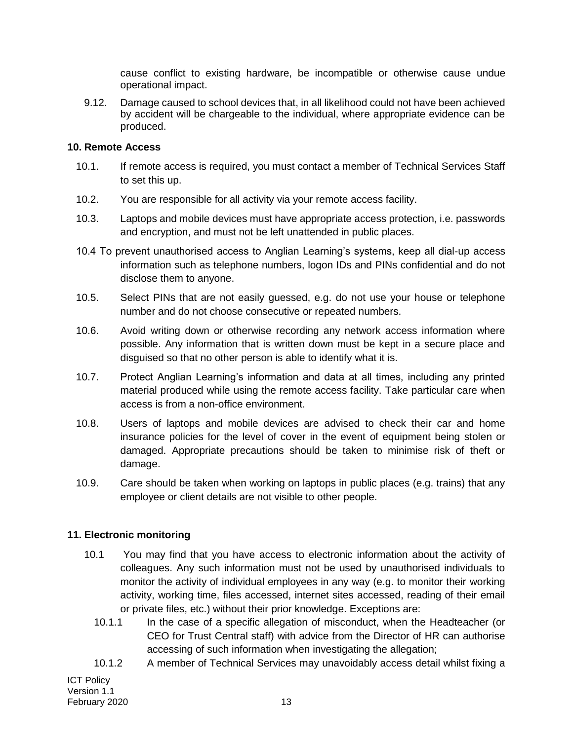cause conflict to existing hardware, be incompatible or otherwise cause undue operational impact.

9.12. Damage caused to school devices that, in all likelihood could not have been achieved by accident will be chargeable to the individual, where appropriate evidence can be produced.

**10. Remote Access**

10.1. If remote access is required, you must contact a member of Technical Services Staff to set this up.

10.2. You are responsible for all activity via your remote access facility.

10.3. Laptops and mobile devices must have appropriate access protection, i.e. passwords and encryption, and must not be left unattended in public places.

10.4 To prevent unauthorised access to Anglian Learning's systems, keep all dial-up access information such as telephone numbers, logon IDs and PINs confidential and do not disclose them to anyone.

10.5. Select PINs that are not easily guessed, e.g. do not use your house or telephone number and do not choose consecutive or repeated numbers.

10.6. Avoid writing down or otherwise recording any network access information where possible. Any information that is written down must be kept in a secure place and disguised so that no other person is able to identify what it is.

10.7. Protect Anglian Learning's information and data at all times, including any printed material produced while using the remote access facility. Take particular care when access is from a non-office environment.

10.8. Users of laptops and mobile devices are advised to check their car and home insurance policies for the level of cover in the event of equipment being stolen or damaged. Appropriate precautions should be taken to minimise risk of theft or damage.

10.9. Care should be taken when working on laptops in public places (e.g. trains) that any employee or client details are not visible to other people.

**11. Electronic monitoring**

10.1 You may find that you have access to electronic information about the activity of colleagues. Any such information must not be used by unauthorised individuals to monitor the activity of individual employees in any way (e.g. to monitor their working activity, working time, files accessed, internet sites accessed, reading of their email or private files, etc.) without their prior knowledge. Exceptions are:

10.1.1 In the case of a specific allegation of misconduct, when the Headteacher (or CEO for Trust Central staff) with advice from the Director of HR can authorise accessing of such information when investigating the allegation;

10.1.2 A member of Technical Services may unavoidably access detail whilst fixing a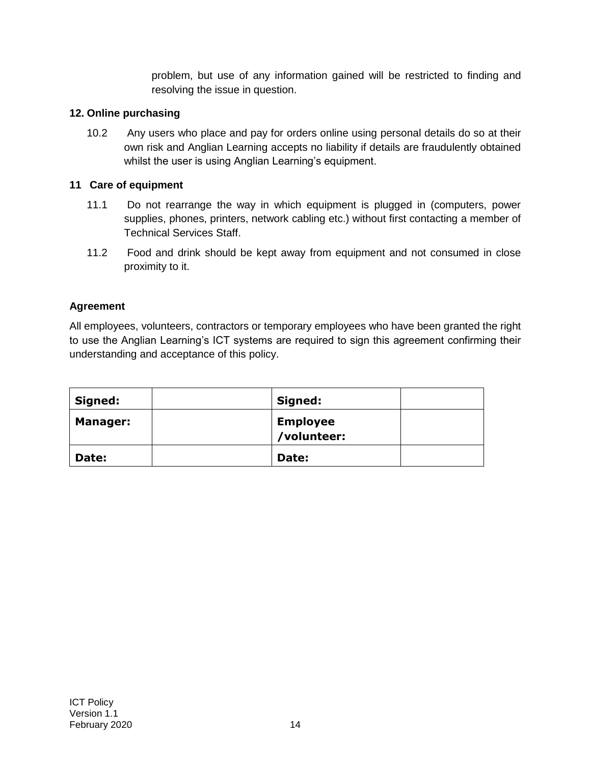problem, but use of any information gained will be restricted to finding and resolving the issue in question.

**12. Online purchasing**

10.2 Any users who place and pay for orders online using personal details do so at their own risk and Anglian Learning accepts no liability if details are fraudulently obtained whilst the user is using Anglian Learning's equipment.

**11 Care of equipment**

11.1 Do not rearrange the way in which equipment is plugged in (computers, power supplies, phones, printers, network cabling etc.) without first contacting a member of Technical Services Staff.

11.2 Food and drink should be kept away from equipment and not consumed in close proximity to it.

**Agreement**

All employees, volunteers, contractors or temporary employees who have been granted the right to use the Anglian Learning's ICT systems are required to sign this agreement confirming their understanding and acceptance of this policy.

| | | | |
|---|---|---|---|
| **Signed:** | | **Signed:** | |
| **Manager:** | | **Employee /volunteer:** | |
| **Date:** | | **Date:** | |

ICT Policy
Version 1.1
February 2020